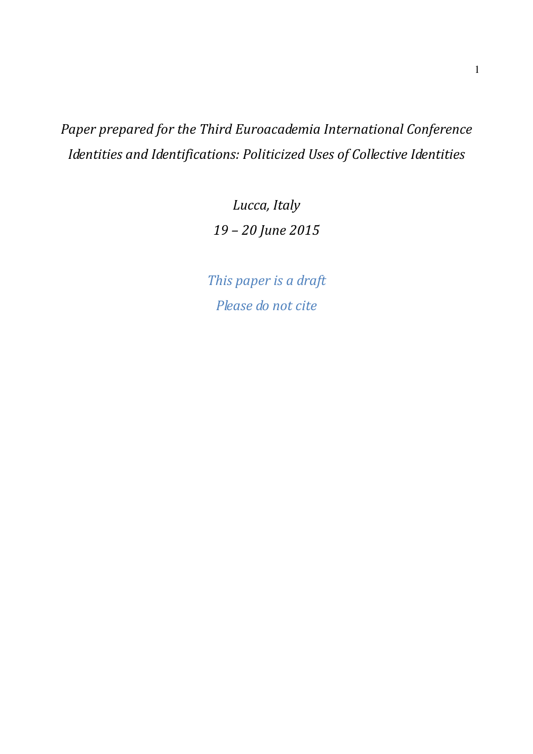*Paper prepared for the Third Euroacademia International Conference*
*Identities and Identifications: Politicized Uses of Collective Identities*

*Lucca, Italy*
*19 – 20 June 2015*

*This paper is a draft*
*Please do not cite*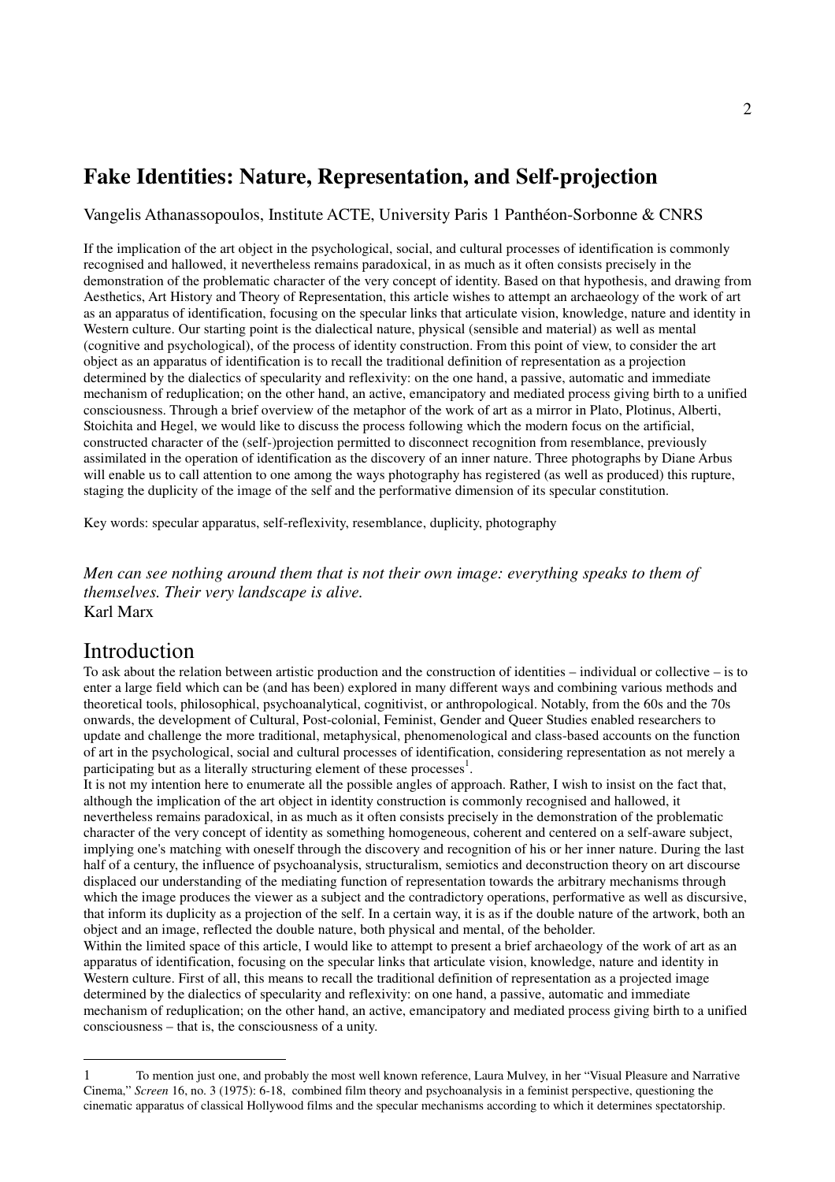# Fake Identities: Nature, Representation, and Self-projection

Vangelis Athanassopoulos, Institute ACTE, University Paris 1 Panthéon-Sorbonne & CNRS

If the implication of the art object in the psychological, social, and cultural processes of identification is commonly recognised and hallowed, it nevertheless remains paradoxical, in as much as it often consists precisely in the demonstration of the problematic character of the very concept of identity. Based on that hypothesis, and drawing from Aesthetics, Art History and Theory of Representation, this article wishes to attempt an archaeology of the work of art as an apparatus of identification, focusing on the specular links that articulate vision, knowledge, nature and identity in Western culture. Our starting point is the dialectical nature, physical (sensible and material) as well as mental (cognitive and psychological), of the process of identity construction. From this point of view, to consider the art object as an apparatus of identification is to recall the traditional definition of representation as a projection determined by the dialectics of specularity and reflexivity: on the one hand, a passive, automatic and immediate mechanism of reduplication; on the other hand, an active, emancipatory and mediated process giving birth to a unified consciousness. Through a brief overview of the metaphor of the work of art as a mirror in Plato, Plotinus, Alberti, Stoichita and Hegel, we would like to discuss the process following which the modern focus on the artificial, constructed character of the (self-)projection permitted to disconnect recognition from resemblance, previously assimilated in the operation of identification as the discovery of an inner nature. Three photographs by Diane Arbus will enable us to call attention to one among the ways photography has registered (as well as produced) this rupture, staging the duplicity of the image of the self and the performative dimension of its specular constitution.

Key words: specular apparatus, self-reflexivity, resemblance, duplicity, photography

*Men can see nothing around them that is not their own image: everything speaks to them of themselves. Their very landscape is alive.*
Karl Marx

## Introduction

To ask about the relation between artistic production and the construction of identities – individual or collective – is to enter a large field which can be (and has been) explored in many different ways and combining various methods and theoretical tools, philosophical, psychoanalytical, cognitivist, or anthropological. Notably, from the 60s and the 70s onwards, the development of Cultural, Post-colonial, Feminist, Gender and Queer Studies enabled researchers to update and challenge the more traditional, metaphysical, phenomenological and class-based accounts on the function of art in the psychological, social and cultural processes of identification, considering representation as not merely a participating but as a literally structuring element of these processes[1].

It is not my intention here to enumerate all the possible angles of approach. Rather, I wish to insist on the fact that, although the implication of the art object in identity construction is commonly recognised and hallowed, it nevertheless remains paradoxical, in as much as it often consists precisely in the demonstration of the problematic character of the very concept of identity as something homogeneous, coherent and centered on a self-aware subject, implying one's matching with oneself through the discovery and recognition of his or her inner nature. During the last half of a century, the influence of psychoanalysis, structuralism, semiotics and deconstruction theory on art discourse displaced our understanding of the mediating function of representation towards the arbitrary mechanisms through which the image produces the viewer as a subject and the contradictory operations, performative as well as discursive, that inform its duplicity as a projection of the self. In a certain way, it is as if the double nature of the artwork, both an object and an image, reflected the double nature, both physical and mental, of the beholder.

Within the limited space of this article, I would like to attempt to present a brief archaeology of the work of art as an apparatus of identification, focusing on the specular links that articulate vision, knowledge, nature and identity in Western culture. First of all, this means to recall the traditional definition of representation as a projected image determined by the dialectics of specularity and reflexivity: on one hand, a passive, automatic and immediate mechanism of reduplication; on the other hand, an active, emancipatory and mediated process giving birth to a unified consciousness – that is, the consciousness of a unity.

---

1 To mention just one, and probably the most well known reference, Laura Mulvey, in her "Visual Pleasure and Narrative Cinema," *Screen* 16, no. 3 (1975): 6-18, combined film theory and psychoanalysis in a feminist perspective, questioning the cinematic apparatus of classical Hollywood films and the specular mechanisms according to which it determines spectatorship.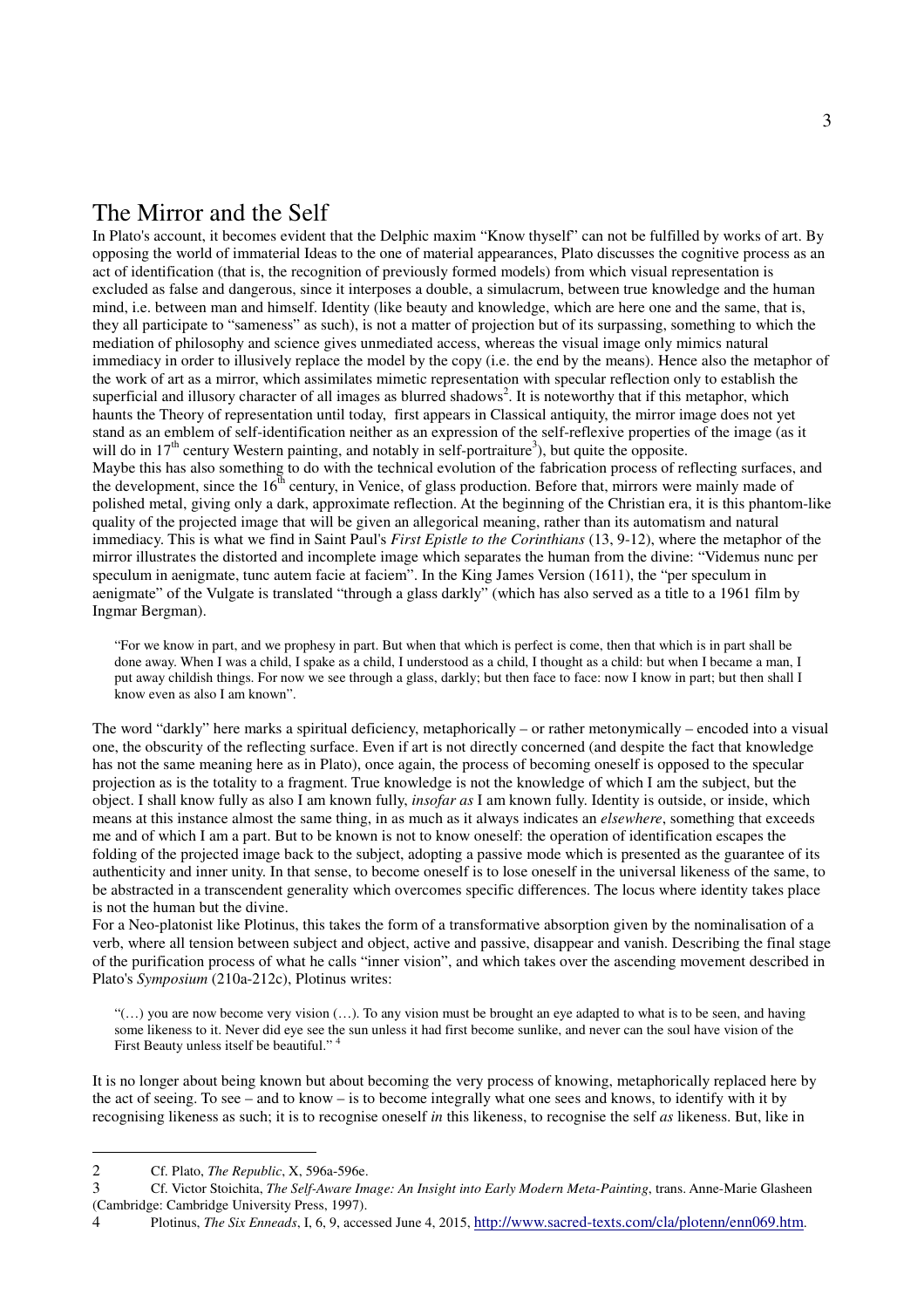# The Mirror and the Self

In Plato's account, it becomes evident that the Delphic maxim "Know thyself" can not be fulfilled by works of art. By opposing the world of immaterial Ideas to the one of material appearances, Plato discusses the cognitive process as an act of identification (that is, the recognition of previously formed models) from which visual representation is excluded as false and dangerous, since it interposes a double, a simulacrum, between true knowledge and the human mind, i.e. between man and himself. Identity (like beauty and knowledge, which are here one and the same, that is, they all participate to "sameness" as such), is not a matter of projection but of its surpassing, something to which the mediation of philosophy and science gives unmediated access, whereas the visual image only mimics natural immediacy in order to illusively replace the model by the copy (i.e. the end by the means). Hence also the metaphor of the work of art as a mirror, which assimilates mimetic representation with specular reflection only to establish the superficial and illusory character of all images as blurred shadows[2]. It is noteworthy that if this metaphor, which haunts the Theory of representation until today, first appears in Classical antiquity, the mirror image does not yet stand as an emblem of self-identification neither as an expression of the self-reflexive properties of the image (as it will do in 17th century Western painting, and notably in self-portraiture[3]), but quite the opposite.

Maybe this has also something to do with the technical evolution of the fabrication process of reflecting surfaces, and the development, since the 16th century, in Venice, of glass production. Before that, mirrors were mainly made of polished metal, giving only a dark, approximate reflection. At the beginning of the Christian era, it is this phantom-like quality of the projected image that will be given an allegorical meaning, rather than its automatism and natural immediacy. This is what we find in Saint Paul's *First Epistle to the Corinthians* (13, 9-12), where the metaphor of the mirror illustrates the distorted and incomplete image which separates the human from the divine: "Videmus nunc per speculum in aenigmate, tunc autem facie at faciem". In the King James Version (1611), the "per speculum in aenigmate" of the Vulgate is translated "through a glass darkly" (which has also served as a title to a 1961 film by Ingmar Bergman).

> "For we know in part, and we prophesy in part. But when that which is perfect is come, then that which is in part shall be done away. When I was a child, I spake as a child, I understood as a child, I thought as a child: but when I became a man, I put away childish things. For now we see through a glass, darkly; but then face to face: now I know in part; but then shall I know even as also I am known".

The word "darkly" here marks a spiritual deficiency, metaphorically – or rather metonymically – encoded into a visual one, the obscurity of the reflecting surface. Even if art is not directly concerned (and despite the fact that knowledge has not the same meaning here as in Plato), once again, the process of becoming oneself is opposed to the specular projection as is the totality to a fragment. True knowledge is not the knowledge of which I am the subject, but the object. I shall know fully as also I am known fully, *insofar as* I am known fully. Identity is outside, or inside, which means at this instance almost the same thing, in as much as it always indicates an *elsewhere*, something that exceeds me and of which I am a part. But to be known is not to know oneself: the operation of identification escapes the folding of the projected image back to the subject, adopting a passive mode which is presented as the guarantee of its authenticity and inner unity. In that sense, to become oneself is to lose oneself in the universal likeness of the same, to be abstracted in a transcendent generality which overcomes specific differences. The locus where identity takes place is not the human but the divine.

For a Neo-platonist like Plotinus, this takes the form of a transformative absorption given by the nominalisation of a verb, where all tension between subject and object, active and passive, disappear and vanish. Describing the final stage of the purification process of what he calls "inner vision", and which takes over the ascending movement described in Plato's *Symposium* (210a-212c), Plotinus writes:

> "(…) you are now become very vision (…). To any vision must be brought an eye adapted to what is to be seen, and having some likeness to it. Never did eye see the sun unless it had first become sunlike, and never can the soul have vision of the First Beauty unless itself be beautiful." [4]

It is no longer about being known but about becoming the very process of knowing, metaphorically replaced here by the act of seeing. To see – and to know – is to become integrally what one sees and knows, to identify with it by recognising likeness as such; it is to recognise oneself *in* this likeness, to recognise the self *as* likeness. But, like in

---

2 Cf. Plato, *The Republic*, X, 596a-596e.

3 Cf. Victor Stoichita, *The Self-Aware Image: An Insight into Early Modern Meta-Painting*, trans. Anne-Marie Glasheen (Cambridge: Cambridge University Press, 1997).

4 Plotinus, *The Six Enneads*, I, 6, 9, accessed June 4, 2015, http://www.sacred-texts.com/cla/plotenn/enn069.htm.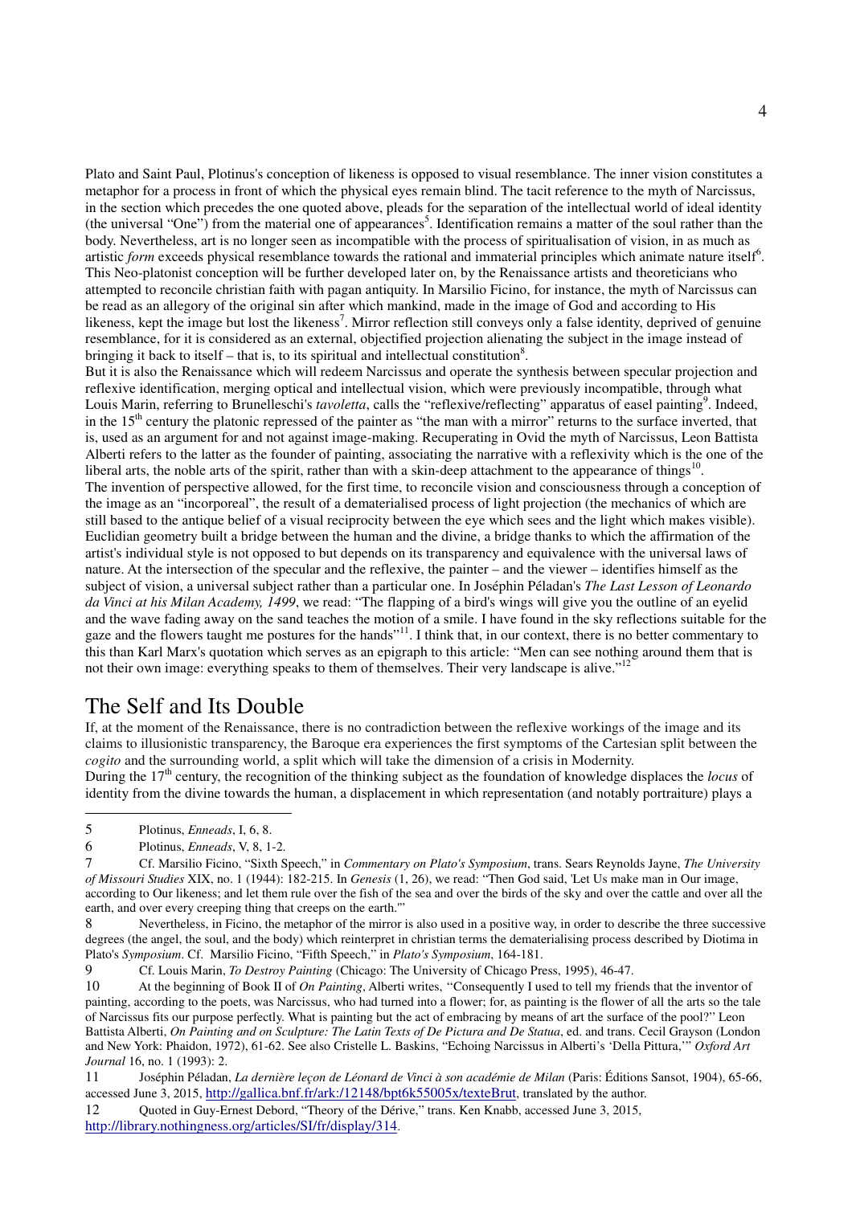Plato and Saint Paul, Plotinus's conception of likeness is opposed to visual resemblance. The inner vision constitutes a metaphor for a process in front of which the physical eyes remain blind. The tacit reference to the myth of Narcissus, in the section which precedes the one quoted above, pleads for the separation of the intellectual world of ideal identity (the universal "One") from the material one of appearances[5]. Identification remains a matter of the soul rather than the body. Nevertheless, art is no longer seen as incompatible with the process of spiritualisation of vision, in as much as artistic *form* exceeds physical resemblance towards the rational and immaterial principles which animate nature itself[6]. This Neo-platonist conception will be further developed later on, by the Renaissance artists and theoreticians who attempted to reconcile christian faith with pagan antiquity. In Marsilio Ficino, for instance, the myth of Narcissus can be read as an allegory of the original sin after which mankind, made in the image of God and according to His likeness, kept the image but lost the likeness[7]. Mirror reflection still conveys only a false identity, deprived of genuine resemblance, for it is considered as an external, objectified projection alienating the subject in the image instead of bringing it back to itself – that is, to its spiritual and intellectual constitution[8].

But it is also the Renaissance which will redeem Narcissus and operate the synthesis between specular projection and reflexive identification, merging optical and intellectual vision, which were previously incompatible, through what Louis Marin, referring to Brunelleschi's *tavoletta*, calls the "reflexive/reflecting" apparatus of easel painting[9]. Indeed, in the 15th century the platonic repressed of the painter as "the man with a mirror" returns to the surface inverted, that is, used as an argument for and not against image-making. Recuperating in Ovid the myth of Narcissus, Leon Battista Alberti refers to the latter as the founder of painting, associating the narrative with a reflexivity which is the one of the liberal arts, the noble arts of the spirit, rather than with a skin-deep attachment to the appearance of things[10].

The invention of perspective allowed, for the first time, to reconcile vision and consciousness through a conception of the image as an "incorporeal", the result of a dematerialised process of light projection (the mechanics of which are still based to the antique belief of a visual reciprocity between the eye which sees and the light which makes visible). Euclidian geometry built a bridge between the human and the divine, a bridge thanks to which the affirmation of the artist's individual style is not opposed to but depends on its transparency and equivalence with the universal laws of nature. At the intersection of the specular and the reflexive, the painter – and the viewer – identifies himself as the subject of vision, a universal subject rather than a particular one. In Joséphin Péladan's *The Last Lesson of Leonardo da Vinci at his Milan Academy, 1499*, we read: "The flapping of a bird's wings will give you the outline of an eyelid and the wave fading away on the sand teaches the motion of a smile. I have found in the sky reflections suitable for the gaze and the flowers taught me postures for the hands"[11]. I think that, in our context, there is no better commentary to this than Karl Marx's quotation which serves as an epigraph to this article: "Men can see nothing around them that is not their own image: everything speaks to them of themselves. Their very landscape is alive."[12]

## The Self and Its Double

If, at the moment of the Renaissance, there is no contradiction between the reflexive workings of the image and its claims to illusionistic transparency, the Baroque era experiences the first symptoms of the Cartesian split between the *cogito* and the surrounding world, a split which will take the dimension of a crisis in Modernity.

During the 17th century, the recognition of the thinking subject as the foundation of knowledge displaces the *locus* of identity from the divine towards the human, a displacement in which representation (and notably portraiture) plays a

---

5 Plotinus, *Enneads*, I, 6, 8.

6 Plotinus, *Enneads*, V, 8, 1-2.

7 Cf. Marsilio Ficino, "Sixth Speech," in *Commentary on Plato's Symposium*, trans. Sears Reynolds Jayne, *The University of Missouri Studies* XIX, no. 1 (1944): 182-215. In *Genesis* (1, 26), we read: "Then God said, 'Let Us make man in Our image, according to Our likeness; and let them rule over the fish of the sea and over the birds of the sky and over the cattle and over all the earth, and over every creeping thing that creeps on the earth.'"

8 Nevertheless, in Ficino, the metaphor of the mirror is also used in a positive way, in order to describe the three successive degrees (the angel, the soul, and the body) which reinterpret in christian terms the dematerialising process described by Diotima in Plato's *Symposium*. Cf. Marsilio Ficino, "Fifth Speech," in *Plato's Symposium*, 164-181.

9 Cf. Louis Marin, *To Destroy Painting* (Chicago: The University of Chicago Press, 1995), 46-47.

10 At the beginning of Book II of *On Painting*, Alberti writes, "Consequently I used to tell my friends that the inventor of painting, according to the poets, was Narcissus, who had turned into a flower; for, as painting is the flower of all the arts so the tale of Narcissus fits our purpose perfectly. What is painting but the act of embracing by means of art the surface of the pool?" Leon Battista Alberti, *On Painting and on Sculpture: The Latin Texts of De Pictura and De Statua*, ed. and trans. Cecil Grayson (London and New York: Phaidon, 1972), 61-62. See also Cristelle L. Baskins, "Echoing Narcissus in Alberti's 'Della Pittura,'" *Oxford Art Journal* 16, no. 1 (1993): 2.

11 Joséphin Péladan, *La dernière leçon de Léonard de Vinci à son académie de Milan* (Paris: Éditions Sansot, 1904), 65-66, accessed June 3, 2015, http://gallica.bnf.fr/ark:/12148/bpt6k55005x/texteBrut, translated by the author.

12 Quoted in Guy-Ernest Debord, "Theory of the Dérive," trans. Ken Knabb, accessed June 3, 2015, http://library.nothingness.org/articles/SI/fr/display/314.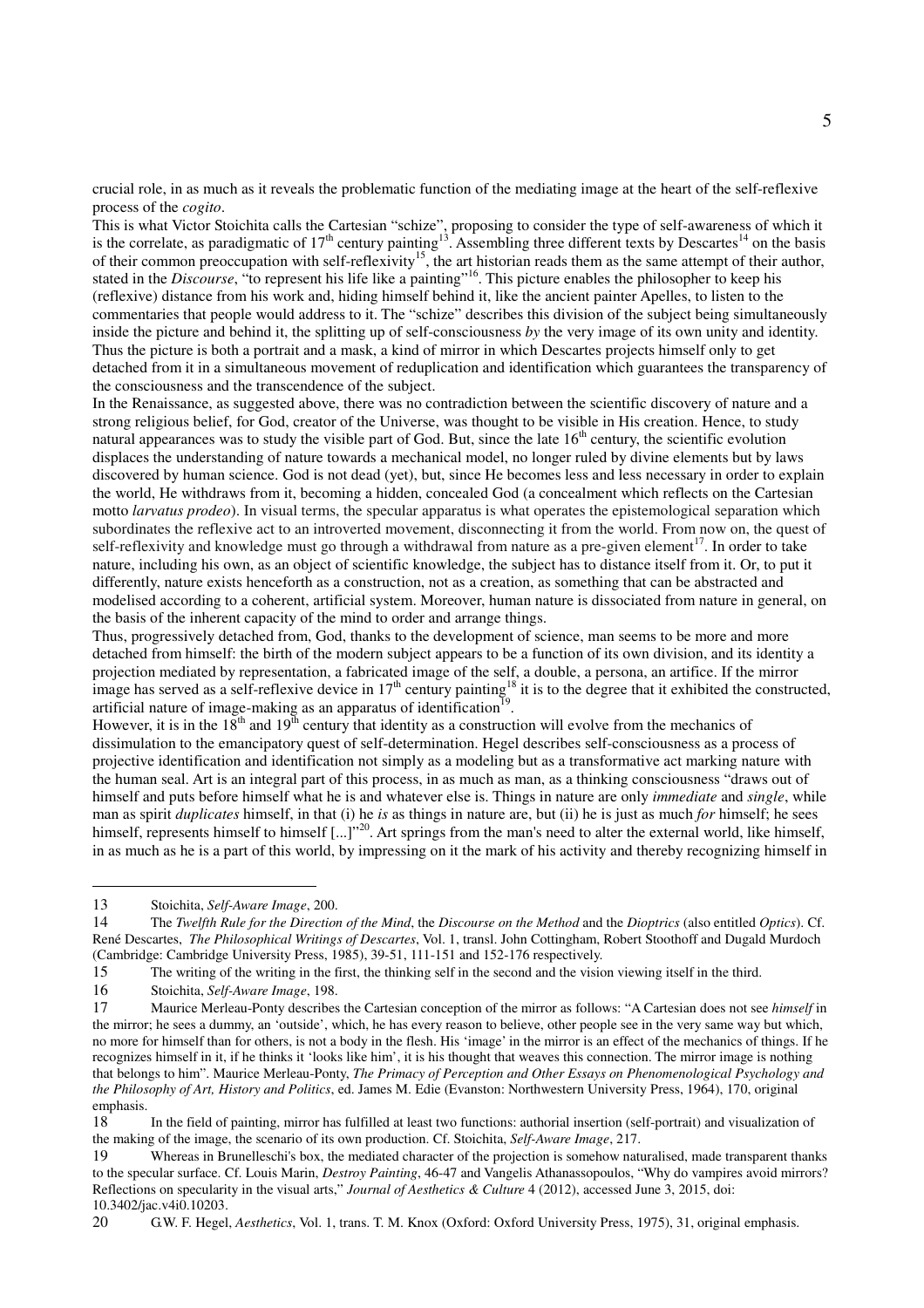crucial role, in as much as it reveals the problematic function of the mediating image at the heart of the self-reflexive process of the *cogito*.

This is what Victor Stoichita calls the Cartesian "schize", proposing to consider the type of self-awareness of which it is the correlate, as paradigmatic of 17th century painting[13]. Assembling three different texts by Descartes[14] on the basis of their common preoccupation with self-reflexivity[15], the art historian reads them as the same attempt of their author, stated in the *Discourse*, "to represent his life like a painting"[16]. This picture enables the philosopher to keep his (reflexive) distance from his work and, hiding himself behind it, like the ancient painter Apelles, to listen to the commentaries that people would address to it. The "schize" describes this division of the subject being simultaneously inside the picture and behind it, the splitting up of self-consciousness *by* the very image of its own unity and identity. Thus the picture is both a portrait and a mask, a kind of mirror in which Descartes projects himself only to get detached from it in a simultaneous movement of reduplication and identification which guarantees the transparency of the consciousness and the transcendence of the subject.

In the Renaissance, as suggested above, there was no contradiction between the scientific discovery of nature and a strong religious belief, for God, creator of the Universe, was thought to be visible in His creation. Hence, to study natural appearances was to study the visible part of God. But, since the late 16th century, the scientific evolution displaces the understanding of nature towards a mechanical model, no longer ruled by divine elements but by laws discovered by human science. God is not dead (yet), but, since He becomes less and less necessary in order to explain the world, He withdraws from it, becoming a hidden, concealed God (a concealment which reflects on the Cartesian motto *larvatus prodeo*). In visual terms, the specular apparatus is what operates the epistemological separation which subordinates the reflexive act to an introverted movement, disconnecting it from the world. From now on, the quest of self-reflexivity and knowledge must go through a withdrawal from nature as a pre-given element[17]. In order to take nature, including his own, as an object of scientific knowledge, the subject has to distance itself from it. Or, to put it differently, nature exists henceforth as a construction, not as a creation, as something that can be abstracted and modelised according to a coherent, artificial system. Moreover, human nature is dissociated from nature in general, on the basis of the inherent capacity of the mind to order and arrange things.

Thus, progressively detached from, God, thanks to the development of science, man seems to be more and more detached from himself: the birth of the modern subject appears to be a function of its own division, and its identity a projection mediated by representation, a fabricated image of the self, a double, a persona, an artifice. If the mirror image has served as a self-reflexive device in 17th century painting[18] it is to the degree that it exhibited the constructed, artificial nature of image-making as an apparatus of identification[19].

However, it is in the 18th and 19th century that identity as a construction will evolve from the mechanics of dissimulation to the emancipatory quest of self-determination. Hegel describes self-consciousness as a process of projective identification and identification not simply as a modeling but as a transformative act marking nature with the human seal. Art is an integral part of this process, in as much as man, as a thinking consciousness "draws out of himself and puts before himself what he is and whatever else is. Things in nature are only *immediate* and *single*, while man as spirit *duplicates* himself, in that (i) he *is* as things in nature are, but (ii) he is just as much *for* himself; he sees himself, represents himself to himself [...]"[20]. Art springs from the man's need to alter the external world, like himself, in as much as he is a part of this world, by impressing on it the mark of his activity and thereby recognizing himself in

---

13 Stoichita, *Self-Aware Image*, 200.

14 The *Twelfth Rule for the Direction of the Mind*, the *Discourse on the Method* and the *Dioptrics* (also entitled *Optics*). Cf. René Descartes, *The Philosophical Writings of Descartes*, Vol. 1, transl. John Cottingham, Robert Stoothoff and Dugald Murdoch (Cambridge: Cambridge University Press, 1985), 39-51, 111-151 and 152-176 respectively.

15 The writing of the writing in the first, the thinking self in the second and the vision viewing itself in the third.

16 Stoichita, *Self-Aware Image*, 198.

17 Maurice Merleau-Ponty describes the Cartesian conception of the mirror as follows: "A Cartesian does not see *himself* in the mirror; he sees a dummy, an 'outside', which, he has every reason to believe, other people see in the very same way but which, no more for himself than for others, is not a body in the flesh. His 'image' in the mirror is an effect of the mechanics of things. If he recognizes himself in it, if he thinks it 'looks like him', it is his thought that weaves this connection. The mirror image is nothing that belongs to him". Maurice Merleau-Ponty, *The Primacy of Perception and Other Essays on Phenomenological Psychology and the Philosophy of Art, History and Politics*, ed. James M. Edie (Evanston: Northwestern University Press, 1964), 170, original emphasis.

18 In the field of painting, mirror has fulfilled at least two functions: authorial insertion (self-portrait) and visualization of the making of the image, the scenario of its own production. Cf. Stoichita, *Self-Aware Image*, 217.

19 Whereas in Brunelleschi's box, the mediated character of the projection is somehow naturalised, made transparent thanks to the specular surface. Cf. Louis Marin, *Destroy Painting*, 46-47 and Vangelis Athanassopoulos, "Why do vampires avoid mirrors? Reflections on specularity in the visual arts," *Journal of Aesthetics & Culture* 4 (2012), accessed June 3, 2015, doi: 10.3402/jac.v4i0.10203.

20 G.W. F. Hegel, *Aesthetics*, Vol. 1, trans. T. M. Knox (Oxford: Oxford University Press, 1975), 31, original emphasis.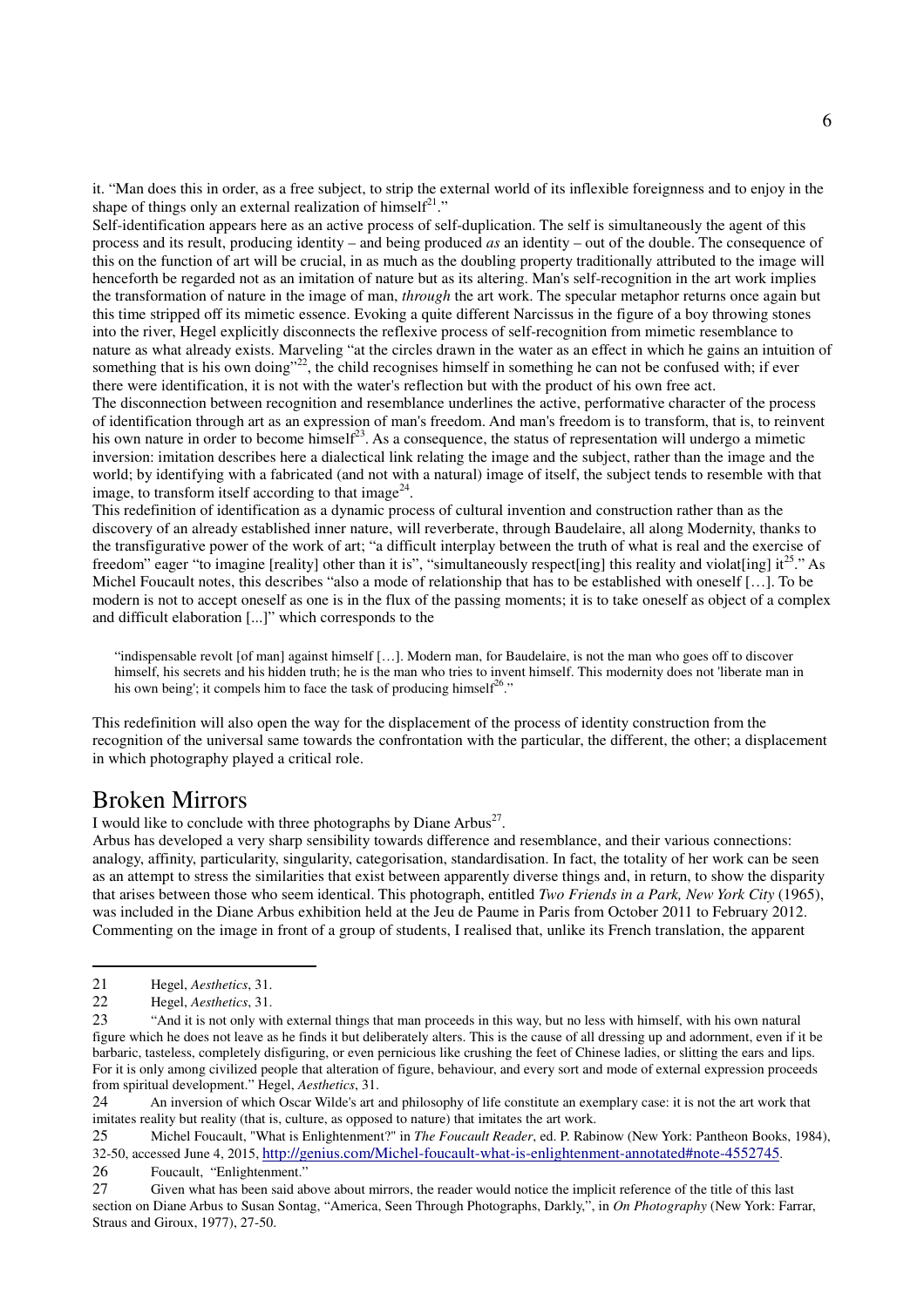it. "Man does this in order, as a free subject, to strip the external world of its inflexible foreignness and to enjoy in the shape of things only an external realization of himself[21]."

Self-identification appears here as an active process of self-duplication. The self is simultaneously the agent of this process and its result, producing identity – and being produced *as* an identity – out of the double. The consequence of this on the function of art will be crucial, in as much as the doubling property traditionally attributed to the image will henceforth be regarded not as an imitation of nature but as its altering. Man's self-recognition in the art work implies the transformation of nature in the image of man, *through* the art work. The specular metaphor returns once again but this time stripped off its mimetic essence. Evoking a quite different Narcissus in the figure of a boy throwing stones into the river, Hegel explicitly disconnects the reflexive process of self-recognition from mimetic resemblance to nature as what already exists. Marveling "at the circles drawn in the water as an effect in which he gains an intuition of something that is his own doing"[22], the child recognises himself in something he can not be confused with; if ever there were identification, it is not with the water's reflection but with the product of his own free act.

The disconnection between recognition and resemblance underlines the active, performative character of the process of identification through art as an expression of man's freedom. And man's freedom is to transform, that is, to reinvent his own nature in order to become himself[23]. As a consequence, the status of representation will undergo a mimetic inversion: imitation describes here a dialectical link relating the image and the subject, rather than the image and the world; by identifying with a fabricated (and not with a natural) image of itself, the subject tends to resemble with that image, to transform itself according to that image[24].

This redefinition of identification as a dynamic process of cultural invention and construction rather than as the discovery of an already established inner nature, will reverberate, through Baudelaire, all along Modernity, thanks to the transfigurative power of the work of art; "a difficult interplay between the truth of what is real and the exercise of freedom" eager "to imagine [reality] other than it is", "simultaneously respect[ing] this reality and violat[ing] it[25]." As Michel Foucault notes, this describes "also a mode of relationship that has to be established with oneself […]. To be modern is not to accept oneself as one is in the flux of the passing moments; it is to take oneself as object of a complex and difficult elaboration [...]" which corresponds to the

> "indispensable revolt [of man] against himself […]. Modern man, for Baudelaire, is not the man who goes off to discover himself, his secrets and his hidden truth; he is the man who tries to invent himself. This modernity does not 'liberate man in his own being'; it compels him to face the task of producing himself[26]."

This redefinition will also open the way for the displacement of the process of identity construction from the recognition of the universal same towards the confrontation with the particular, the different, the other; a displacement in which photography played a critical role.

## Broken Mirrors

I would like to conclude with three photographs by Diane Arbus[27].

Arbus has developed a very sharp sensibility towards difference and resemblance, and their various connections: analogy, affinity, particularity, singularity, categorisation, standardisation. In fact, the totality of her work can be seen as an attempt to stress the similarities that exist between apparently diverse things and, in return, to show the disparity that arises between those who seem identical. This photograph, entitled *Two Friends in a Park, New York City* (1965), was included in the Diane Arbus exhibition held at the Jeu de Paume in Paris from October 2011 to February 2012. Commenting on the image in front of a group of students, I realised that, unlike its French translation, the apparent

---

21 Hegel, *Aesthetics*, 31.

22 Hegel, *Aesthetics*, 31.

23 "And it is not only with external things that man proceeds in this way, but no less with himself, with his own natural figure which he does not leave as he finds it but deliberately alters. This is the cause of all dressing up and adornment, even if it be barbaric, tasteless, completely disfiguring, or even pernicious like crushing the feet of Chinese ladies, or slitting the ears and lips. For it is only among civilized people that alteration of figure, behaviour, and every sort and mode of external expression proceeds from spiritual development." Hegel, *Aesthetics*, 31.

24 An inversion of which Oscar Wilde's art and philosophy of life constitute an exemplary case: it is not the art work that imitates reality but reality (that is, culture, as opposed to nature) that imitates the art work.

25 Michel Foucault, "What is Enlightenment?" in *The Foucault Reader*, ed. P. Rabinow (New York: Pantheon Books, 1984), 32-50, accessed June 4, 2015, http://genius.com/Michel-foucault-what-is-enlightenment-annotated#note-4552745.

26 Foucault, "Enlightenment."

27 Given what has been said above about mirrors, the reader would notice the implicit reference of the title of this last section on Diane Arbus to Susan Sontag, "America, Seen Through Photographs, Darkly,", in *On Photography* (New York: Farrar, Straus and Giroux, 1977), 27-50.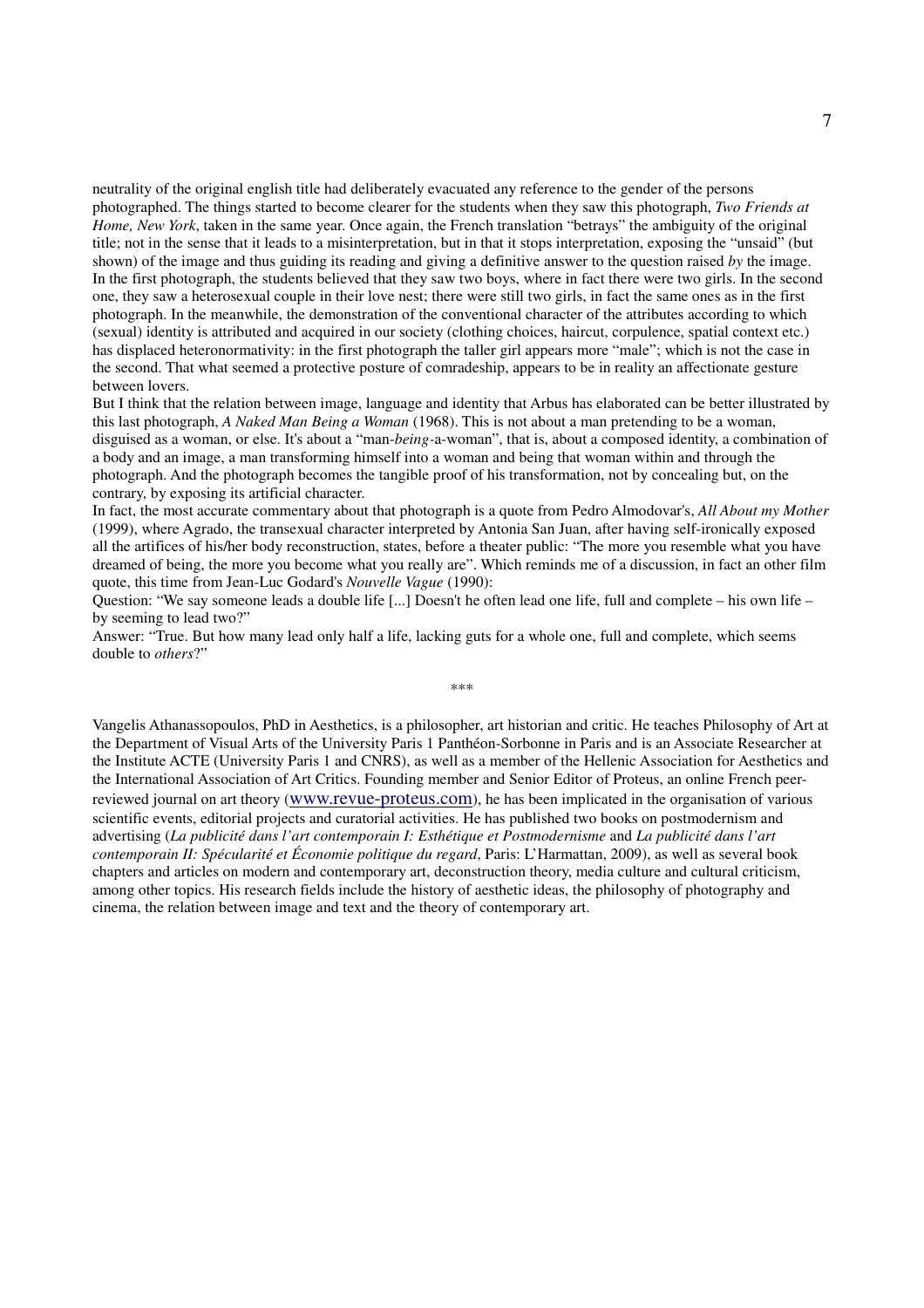neutrality of the original english title had deliberately evacuated any reference to the gender of the persons photographed. The things started to become clearer for the students when they saw this photograph, *Two Friends at Home, New York*, taken in the same year. Once again, the French translation "betrays" the ambiguity of the original title; not in the sense that it leads to a misinterpretation, but in that it stops interpretation, exposing the "unsaid" (but shown) of the image and thus guiding its reading and giving a definitive answer to the question raised *by* the image. In the first photograph, the students believed that they saw two boys, where in fact there were two girls. In the second one, they saw a heterosexual couple in their love nest; there were still two girls, in fact the same ones as in the first photograph. In the meanwhile, the demonstration of the conventional character of the attributes according to which (sexual) identity is attributed and acquired in our society (clothing choices, haircut, corpulence, spatial context etc.) has displaced heteronormativity: in the first photograph the taller girl appears more "male"; which is not the case in the second. That what seemed a protective posture of comradeship, appears to be in reality an affectionate gesture between lovers.

But I think that the relation between image, language and identity that Arbus has elaborated can be better illustrated by this last photograph, *A Naked Man Being a Woman* (1968). This is not about a man pretending to be a woman, disguised as a woman, or else. It's about a "man-*being*-a-woman", that is, about a composed identity, a combination of a body and an image, a man transforming himself into a woman and being that woman within and through the photograph. And the photograph becomes the tangible proof of his transformation, not by concealing but, on the contrary, by exposing its artificial character.

In fact, the most accurate commentary about that photograph is a quote from Pedro Almodovar's, *All About my Mother* (1999), where Agrado, the transexual character interpreted by Antonia San Juan, after having self-ironically exposed all the artifices of his/her body reconstruction, states, before a theater public: "The more you resemble what you have dreamed of being, the more you become what you really are". Which reminds me of a discussion, in fact an other film quote, this time from Jean-Luc Godard's *Nouvelle Vague* (1990):

Question: "We say someone leads a double life [...] Doesn't he often lead one life, full and complete – his own life – by seeming to lead two?"

Answer: "True. But how many lead only half a life, lacking guts for a whole one, full and complete, which seems double to *others*?"

\*\*\*

Vangelis Athanassopoulos, PhD in Aesthetics, is a philosopher, art historian and critic. He teaches Philosophy of Art at the Department of Visual Arts of the University Paris 1 Panthéon-Sorbonne in Paris and is an Associate Researcher at the Institute ACTE (University Paris 1 and CNRS), as well as a member of the Hellenic Association for Aesthetics and the International Association of Art Critics. Founding member and Senior Editor of Proteus, an online French peer-reviewed journal on art theory (www.revue-proteus.com), he has been implicated in the organisation of various scientific events, editorial projects and curatorial activities. He has published two books on postmodernism and advertising (*La publicité dans l'art contemporain I: Esthétique et Postmodernisme* and *La publicité dans l'art contemporain II: Spécularité et Économie politique du regard*, Paris: L'Harmattan, 2009), as well as several book chapters and articles on modern and contemporary art, deconstruction theory, media culture and cultural criticism, among other topics. His research fields include the history of aesthetic ideas, the philosophy of photography and cinema, the relation between image and text and the theory of contemporary art.